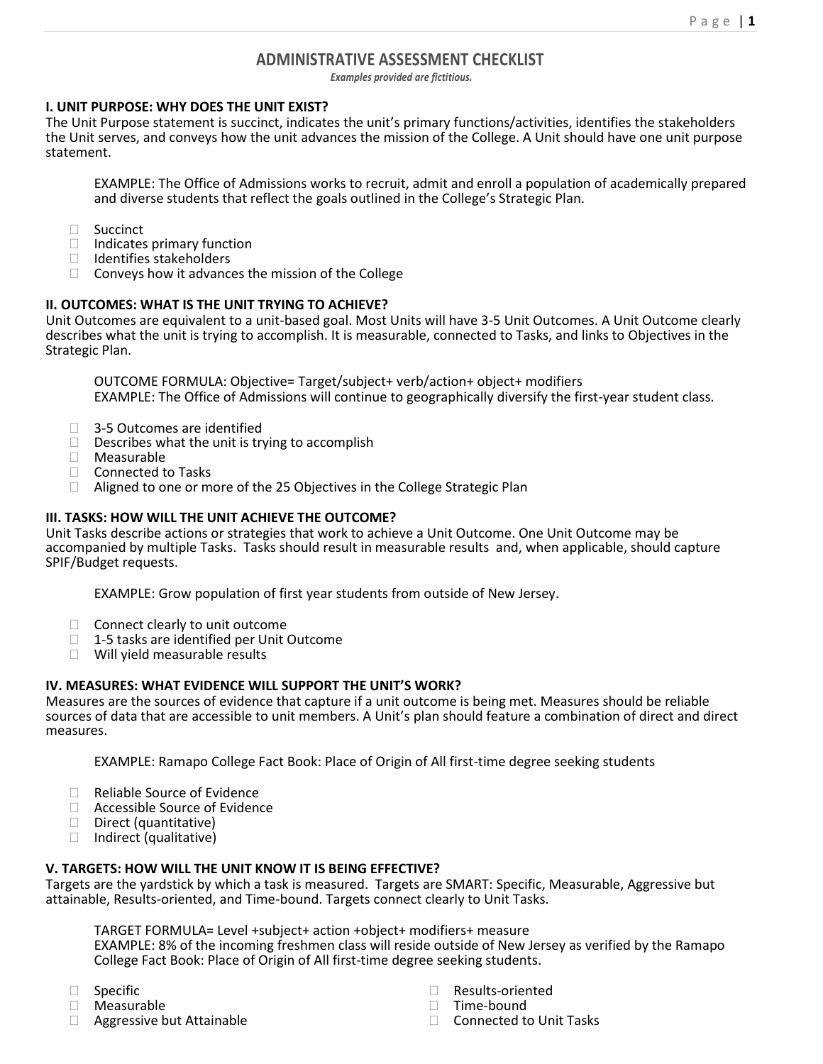# ADMINISTRATIVE ASSESSMENT CHECKLIST

*Examples provided are fictitious.*

## I. UNIT PURPOSE: WHY DOES THE UNIT EXIST?

The Unit Purpose statement is succinct, indicates the unit's primary functions/activities, identifies the stakeholders the Unit serves, and conveys how the unit advances the mission of the College. A Unit should have one unit purpose statement.

> EXAMPLE: The Office of Admissions works to recruit, admit and enroll a population of academically prepared and diverse students that reflect the goals outlined in the College's Strategic Plan.

- [ ] Succinct
- [ ] Indicates primary function
- [ ] Identifies stakeholders
- [ ] Conveys how it advances the mission of the College

## II. OUTCOMES: WHAT IS THE UNIT TRYING TO ACHIEVE?

Unit Outcomes are equivalent to a unit-based goal. Most Units will have 3-5 Unit Outcomes. A Unit Outcome clearly describes what the unit is trying to accomplish. It is measurable, connected to Tasks, and links to Objectives in the Strategic Plan.

> OUTCOME FORMULA: Objective= Target/subject+ verb/action+ object+ modifiers
> EXAMPLE: The Office of Admissions will continue to geographically diversify the first-year student class.

- [ ] 3-5 Outcomes are identified
- [ ] Describes what the unit is trying to accomplish
- [ ] Measurable
- [ ] Connected to Tasks
- [ ] Aligned to one or more of the 25 Objectives in the College Strategic Plan

## III. TASKS: HOW WILL THE UNIT ACHIEVE THE OUTCOME?

Unit Tasks describe actions or strategies that work to achieve a Unit Outcome. One Unit Outcome may be accompanied by multiple Tasks. Tasks should result in measurable results and, when applicable, should capture SPIF/Budget requests.

> EXAMPLE: Grow population of first year students from outside of New Jersey.

- [ ] Connect clearly to unit outcome
- [ ] 1-5 tasks are identified per Unit Outcome
- [ ] Will yield measurable results

## IV. MEASURES: WHAT EVIDENCE WILL SUPPORT THE UNIT'S WORK?

Measures are the sources of evidence that capture if a unit outcome is being met. Measures should be reliable sources of data that are accessible to unit members. A Unit's plan should feature a combination of direct and direct measures.

> EXAMPLE: Ramapo College Fact Book: Place of Origin of All first-time degree seeking students

- [ ] Reliable Source of Evidence
- [ ] Accessible Source of Evidence
- [ ] Direct (quantitative)
- [ ] Indirect (qualitative)

## V. TARGETS: HOW WILL THE UNIT KNOW IT IS BEING EFFECTIVE?

Targets are the yardstick by which a task is measured. Targets are SMART: Specific, Measurable, Aggressive but attainable, Results-oriented, and Time-bound. Targets connect clearly to Unit Tasks.

> TARGET FORMULA= Level +subject+ action +object+ modifiers+ measure
> EXAMPLE: 8% of the incoming freshmen class will reside outside of New Jersey as verified by the Ramapo College Fact Book: Place of Origin of All first-time degree seeking students.

- [ ] Specific
- [ ] Measurable
- [ ] Aggressive but Attainable
- [ ] Results-oriented
- [ ] Time-bound
- [ ] Connected to Unit Tasks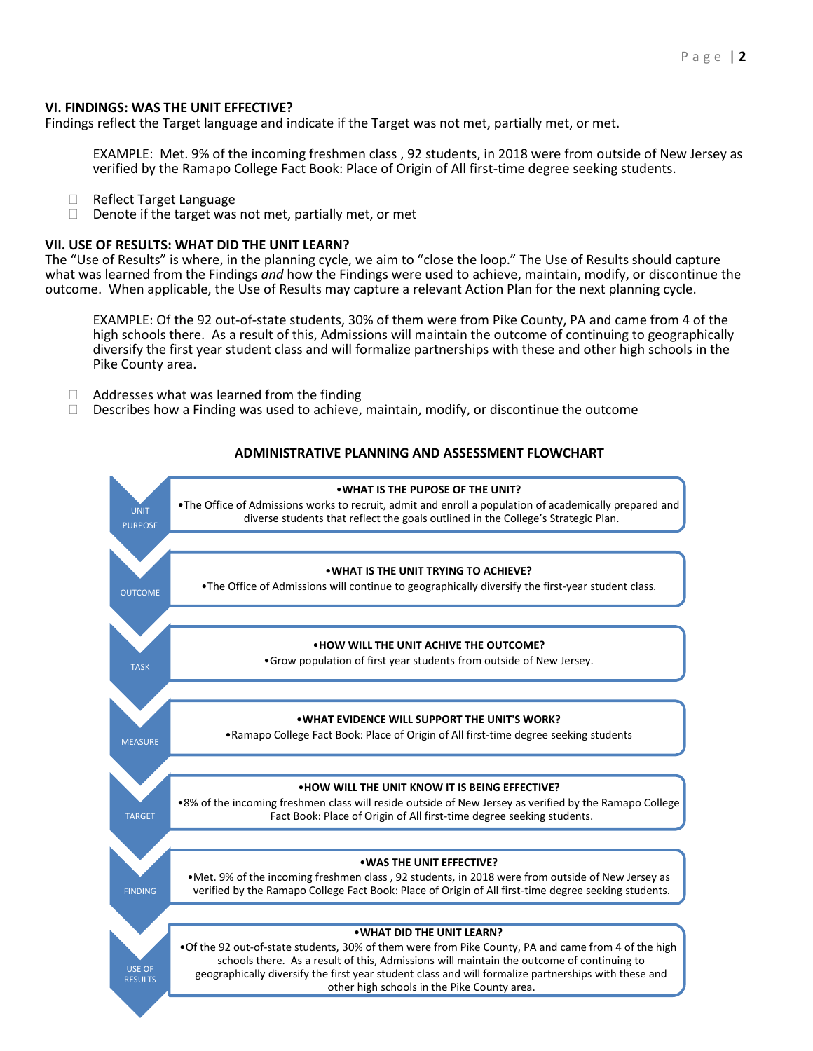### VI. FINDINGS: WAS THE UNIT EFFECTIVE?

Findings reflect the Target language and indicate if the Target was not met, partially met, or met.

> EXAMPLE: Met. 9% of the incoming freshmen class , 92 students, in 2018 were from outside of New Jersey as verified by the Ramapo College Fact Book: Place of Origin of All first-time degree seeking students.

- Reflect Target Language
- Denote if the target was not met, partially met, or met

### VII. USE OF RESULTS: WHAT DID THE UNIT LEARN?

The "Use of Results" is where, in the planning cycle, we aim to "close the loop." The Use of Results should capture what was learned from the Findings *and* how the Findings were used to achieve, maintain, modify, or discontinue the outcome. When applicable, the Use of Results may capture a relevant Action Plan for the next planning cycle.

> EXAMPLE: Of the 92 out-of-state students, 30% of them were from Pike County, PA and came from 4 of the high schools there. As a result of this, Admissions will maintain the outcome of continuing to geographically diversify the first year student class and will formalize partnerships with these and other high schools in the Pike County area.

- Addresses what was learned from the finding
- Describes how a Finding was used to achieve, maintain, modify, or discontinue the outcome

## ADMINISTRATIVE PLANNING AND ASSESSMENT FLOWCHART

UNIT PURPOSE
- **WHAT IS THE PUPOSE OF THE UNIT?**
- The Office of Admissions works to recruit, admit and enroll a population of academically prepared and diverse students that reflect the goals outlined in the College's Strategic Plan.

OUTCOME
- **WHAT IS THE UNIT TRYING TO ACHIEVE?**
- The Office of Admissions will continue to geographically diversify the first-year student class.

TASK
- **HOW WILL THE UNIT ACHIVE THE OUTCOME?**
- Grow population of first year students from outside of New Jersey.

MEASURE
- **WHAT EVIDENCE WILL SUPPORT THE UNIT'S WORK?**
- Ramapo College Fact Book: Place of Origin of All first-time degree seeking students

TARGET
- **HOW WILL THE UNIT KNOW IT IS BEING EFFECTIVE?**
- 8% of the incoming freshmen class will reside outside of New Jersey as verified by the Ramapo College Fact Book: Place of Origin of All first-time degree seeking students.

FINDING
- **WAS THE UNIT EFFECTIVE?**
- Met. 9% of the incoming freshmen class , 92 students, in 2018 were from outside of New Jersey as verified by the Ramapo College Fact Book: Place of Origin of All first-time degree seeking students.

USE OF RESULTS
- **WHAT DID THE UNIT LEARN?**
- Of the 92 out-of-state students, 30% of them were from Pike County, PA and came from 4 of the high schools there. As a result of this, Admissions will maintain the outcome of continuing to geographically diversify the first year student class and will formalize partnerships with these and other high schools in the Pike County area.